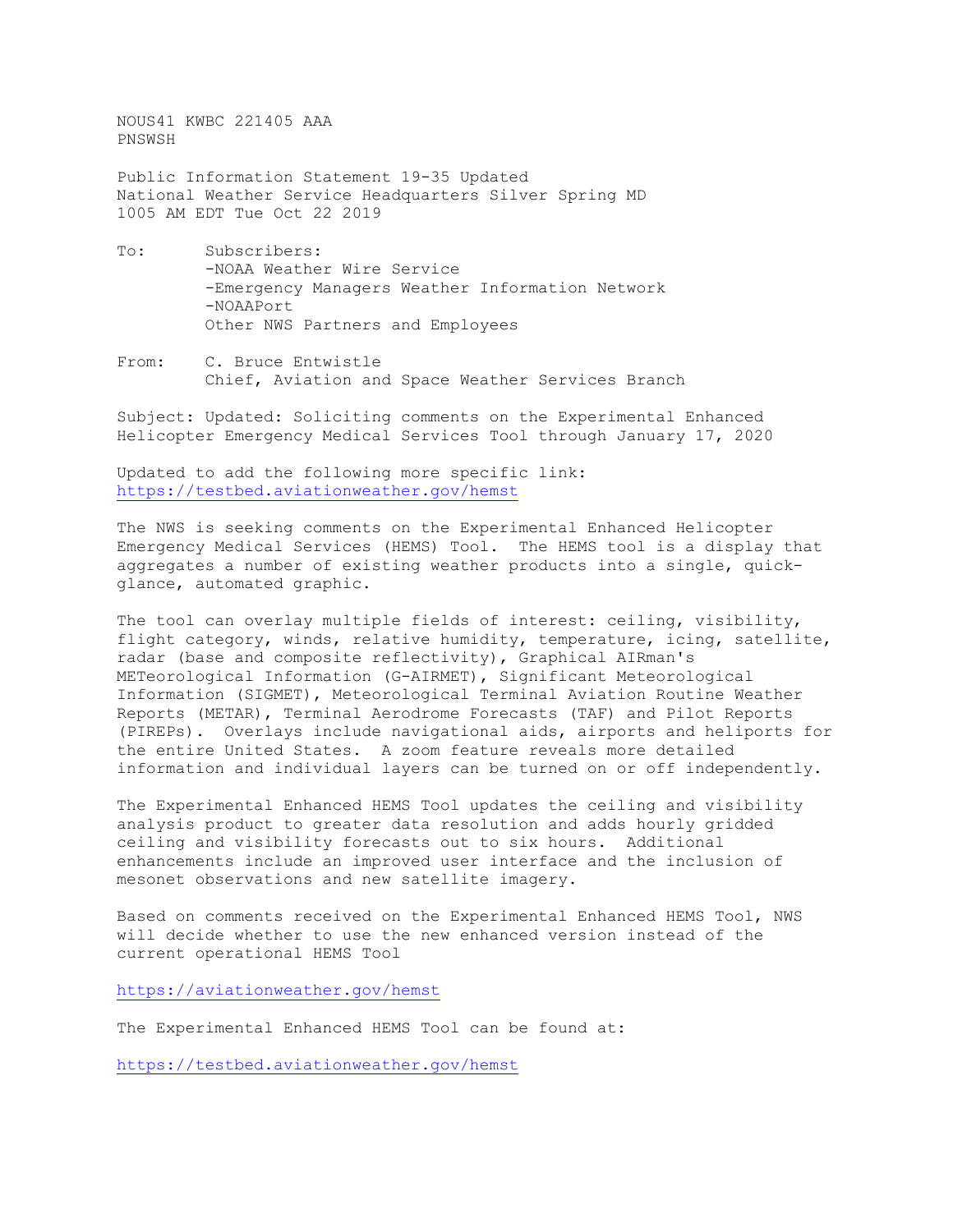NOUS41 KWBC 221405 AAA
PNSWSH

Public Information Statement 19-35 Updated
National Weather Service Headquarters Silver Spring MD
1005 AM EDT Tue Oct 22 2019

To: Subscribers:
-NOAA Weather Wire Service
-Emergency Managers Weather Information Network
-NOAAPort
Other NWS Partners and Employees

From: C. Bruce Entwistle
Chief, Aviation and Space Weather Services Branch

Subject: Updated: Soliciting comments on the Experimental Enhanced Helicopter Emergency Medical Services Tool through January 17, 2020

Updated to add the following more specific link:
https://testbed.aviationweather.gov/hemst

The NWS is seeking comments on the Experimental Enhanced Helicopter Emergency Medical Services (HEMS) Tool. The HEMS tool is a display that aggregates a number of existing weather products into a single, quick-glance, automated graphic.

The tool can overlay multiple fields of interest: ceiling, visibility, flight category, winds, relative humidity, temperature, icing, satellite, radar (base and composite reflectivity), Graphical AIRman's METeorological Information (G-AIRMET), Significant Meteorological Information (SIGMET), Meteorological Terminal Aviation Routine Weather Reports (METAR), Terminal Aerodrome Forecasts (TAF) and Pilot Reports (PIREPs). Overlays include navigational aids, airports and heliports for the entire United States. A zoom feature reveals more detailed information and individual layers can be turned on or off independently.

The Experimental Enhanced HEMS Tool updates the ceiling and visibility analysis product to greater data resolution and adds hourly gridded ceiling and visibility forecasts out to six hours. Additional enhancements include an improved user interface and the inclusion of mesonet observations and new satellite imagery.

Based on comments received on the Experimental Enhanced HEMS Tool, NWS will decide whether to use the new enhanced version instead of the current operational HEMS Tool

https://aviationweather.gov/hemst

The Experimental Enhanced HEMS Tool can be found at:

https://testbed.aviationweather.gov/hemst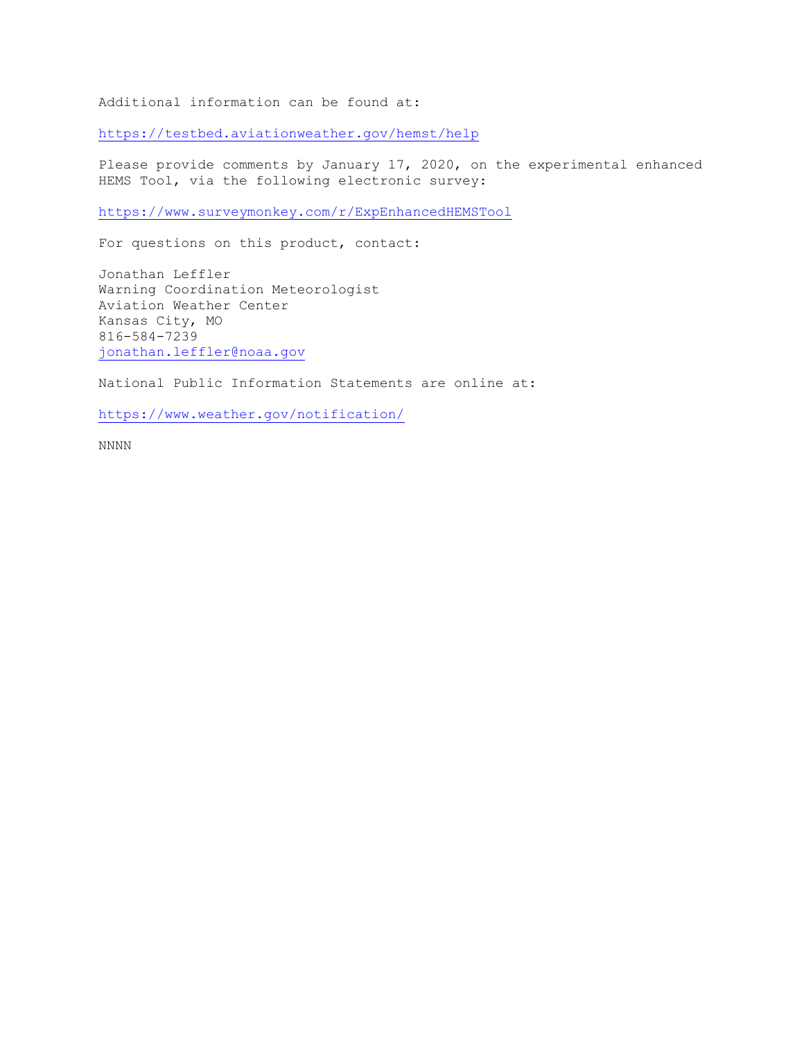Additional information can be found at:

https://testbed.aviationweather.gov/hemst/help

Please provide comments by January 17, 2020, on the experimental enhanced HEMS Tool, via the following electronic survey:

https://www.surveymonkey.com/r/ExpEnhancedHEMSTool

For questions on this product, contact:

Jonathan Leffler
Warning Coordination Meteorologist
Aviation Weather Center
Kansas City, MO
816-584-7239
jonathan.leffler@noaa.gov

National Public Information Statements are online at:

https://www.weather.gov/notification/

NNNN